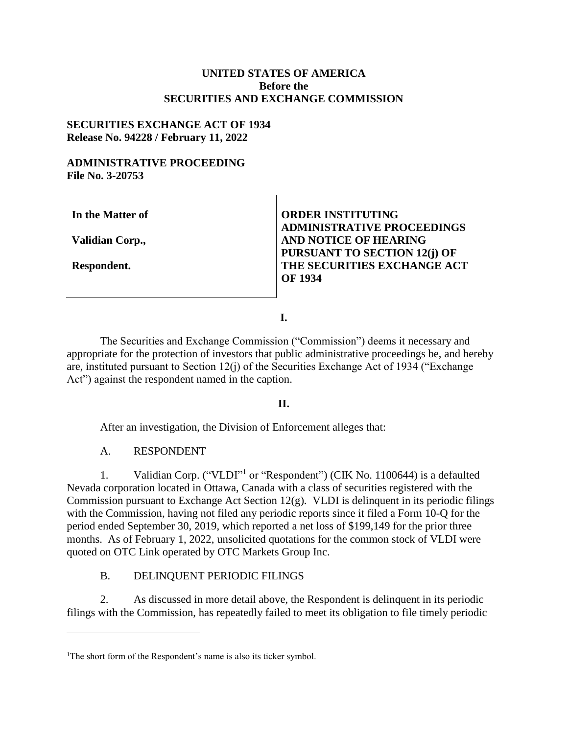**UNITED STATES OF AMERICA**
**Before the**
**SECURITIES AND EXCHANGE COMMISSION**

**SECURITIES EXCHANGE ACT OF 1934**
**Release No. 94228 / February 11, 2022**

**ADMINISTRATIVE PROCEEDING**
**File No. 3-20753**

| | |
|---|---|
| **In the Matter of**<br><br>**Validian Corp.,**<br><br>**Respondent.** | **ORDER INSTITUTING ADMINISTRATIVE PROCEEDINGS AND NOTICE OF HEARING PURSUANT TO SECTION 12(j) OF THE SECURITIES EXCHANGE ACT OF 1934** |

**I.**

The Securities and Exchange Commission ("Commission") deems it necessary and appropriate for the protection of investors that public administrative proceedings be, and hereby are, instituted pursuant to Section 12(j) of the Securities Exchange Act of 1934 ("Exchange Act") against the respondent named in the caption.

**II.**

After an investigation, the Division of Enforcement alleges that:

A. RESPONDENT

1. Validian Corp. ("VLDI"[1] or "Respondent") (CIK No. 1100644) is a defaulted Nevada corporation located in Ottawa, Canada with a class of securities registered with the Commission pursuant to Exchange Act Section 12(g). VLDI is delinquent in its periodic filings with the Commission, having not filed any periodic reports since it filed a Form 10-Q for the period ended September 30, 2019, which reported a net loss of $199,149 for the prior three months. As of February 1, 2022, unsolicited quotations for the common stock of VLDI were quoted on OTC Link operated by OTC Markets Group Inc.

B. DELINQUENT PERIODIC FILINGS

2. As discussed in more detail above, the Respondent is delinquent in its periodic filings with the Commission, has repeatedly failed to meet its obligation to file timely periodic

[1]The short form of the Respondent's name is also its ticker symbol.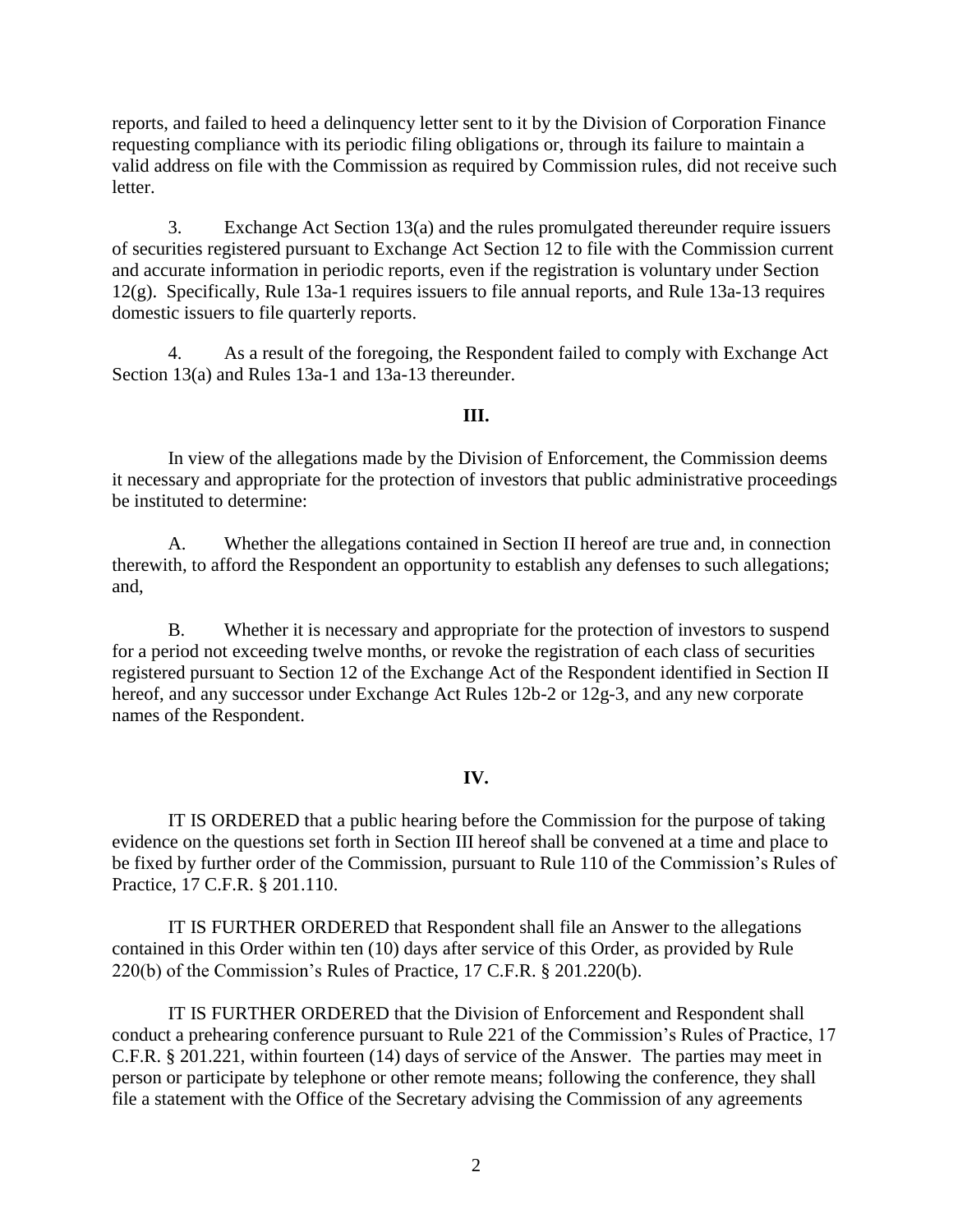reports, and failed to heed a delinquency letter sent to it by the Division of Corporation Finance requesting compliance with its periodic filing obligations or, through its failure to maintain a valid address on file with the Commission as required by Commission rules, did not receive such letter.

3. Exchange Act Section 13(a) and the rules promulgated thereunder require issuers of securities registered pursuant to Exchange Act Section 12 to file with the Commission current and accurate information in periodic reports, even if the registration is voluntary under Section 12(g). Specifically, Rule 13a-1 requires issuers to file annual reports, and Rule 13a-13 requires domestic issuers to file quarterly reports.

4. As a result of the foregoing, the Respondent failed to comply with Exchange Act Section 13(a) and Rules 13a-1 and 13a-13 thereunder.

## III.

In view of the allegations made by the Division of Enforcement, the Commission deems it necessary and appropriate for the protection of investors that public administrative proceedings be instituted to determine:

A. Whether the allegations contained in Section II hereof are true and, in connection therewith, to afford the Respondent an opportunity to establish any defenses to such allegations; and,

B. Whether it is necessary and appropriate for the protection of investors to suspend for a period not exceeding twelve months, or revoke the registration of each class of securities registered pursuant to Section 12 of the Exchange Act of the Respondent identified in Section II hereof, and any successor under Exchange Act Rules 12b-2 or 12g-3, and any new corporate names of the Respondent.

## IV.

IT IS ORDERED that a public hearing before the Commission for the purpose of taking evidence on the questions set forth in Section III hereof shall be convened at a time and place to be fixed by further order of the Commission, pursuant to Rule 110 of the Commission's Rules of Practice, 17 C.F.R. § 201.110.

IT IS FURTHER ORDERED that Respondent shall file an Answer to the allegations contained in this Order within ten (10) days after service of this Order, as provided by Rule 220(b) of the Commission's Rules of Practice, 17 C.F.R. § 201.220(b).

IT IS FURTHER ORDERED that the Division of Enforcement and Respondent shall conduct a prehearing conference pursuant to Rule 221 of the Commission's Rules of Practice, 17 C.F.R. § 201.221, within fourteen (14) days of service of the Answer. The parties may meet in person or participate by telephone or other remote means; following the conference, they shall file a statement with the Office of the Secretary advising the Commission of any agreements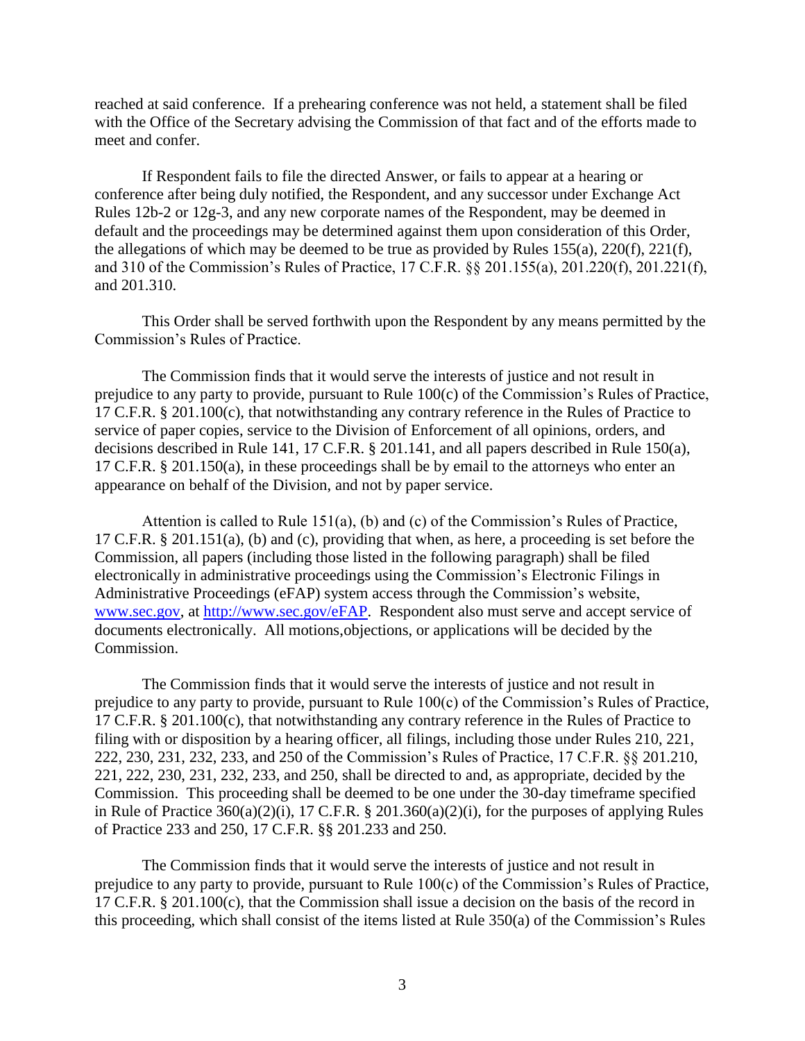reached at said conference. If a prehearing conference was not held, a statement shall be filed with the Office of the Secretary advising the Commission of that fact and of the efforts made to meet and confer.

If Respondent fails to file the directed Answer, or fails to appear at a hearing or conference after being duly notified, the Respondent, and any successor under Exchange Act Rules 12b-2 or 12g-3, and any new corporate names of the Respondent, may be deemed in default and the proceedings may be determined against them upon consideration of this Order, the allegations of which may be deemed to be true as provided by Rules 155(a), 220(f), 221(f), and 310 of the Commission's Rules of Practice, 17 C.F.R. §§ 201.155(a), 201.220(f), 201.221(f), and 201.310.

This Order shall be served forthwith upon the Respondent by any means permitted by the Commission's Rules of Practice.

The Commission finds that it would serve the interests of justice and not result in prejudice to any party to provide, pursuant to Rule 100(c) of the Commission's Rules of Practice, 17 C.F.R. § 201.100(c), that notwithstanding any contrary reference in the Rules of Practice to service of paper copies, service to the Division of Enforcement of all opinions, orders, and decisions described in Rule 141, 17 C.F.R. § 201.141, and all papers described in Rule 150(a), 17 C.F.R. § 201.150(a), in these proceedings shall be by email to the attorneys who enter an appearance on behalf of the Division, and not by paper service.

Attention is called to Rule 151(a), (b) and (c) of the Commission's Rules of Practice, 17 C.F.R. § 201.151(a), (b) and (c), providing that when, as here, a proceeding is set before the Commission, all papers (including those listed in the following paragraph) shall be filed electronically in administrative proceedings using the Commission's Electronic Filings in Administrative Proceedings (eFAP) system access through the Commission's website, [www.sec.gov](www.sec.gov), at [http://www.sec.gov/eFAP](http://www.sec.gov/eFAP). Respondent also must serve and accept service of documents electronically. All motions,objections, or applications will be decided by the Commission.

The Commission finds that it would serve the interests of justice and not result in prejudice to any party to provide, pursuant to Rule 100(c) of the Commission's Rules of Practice, 17 C.F.R. § 201.100(c), that notwithstanding any contrary reference in the Rules of Practice to filing with or disposition by a hearing officer, all filings, including those under Rules 210, 221, 222, 230, 231, 232, 233, and 250 of the Commission's Rules of Practice, 17 C.F.R. §§ 201.210, 221, 222, 230, 231, 232, 233, and 250, shall be directed to and, as appropriate, decided by the Commission. This proceeding shall be deemed to be one under the 30-day timeframe specified in Rule of Practice 360(a)(2)(i), 17 C.F.R. § 201.360(a)(2)(i), for the purposes of applying Rules of Practice 233 and 250, 17 C.F.R. §§ 201.233 and 250.

The Commission finds that it would serve the interests of justice and not result in prejudice to any party to provide, pursuant to Rule 100(c) of the Commission's Rules of Practice, 17 C.F.R. § 201.100(c), that the Commission shall issue a decision on the basis of the record in this proceeding, which shall consist of the items listed at Rule 350(a) of the Commission's Rules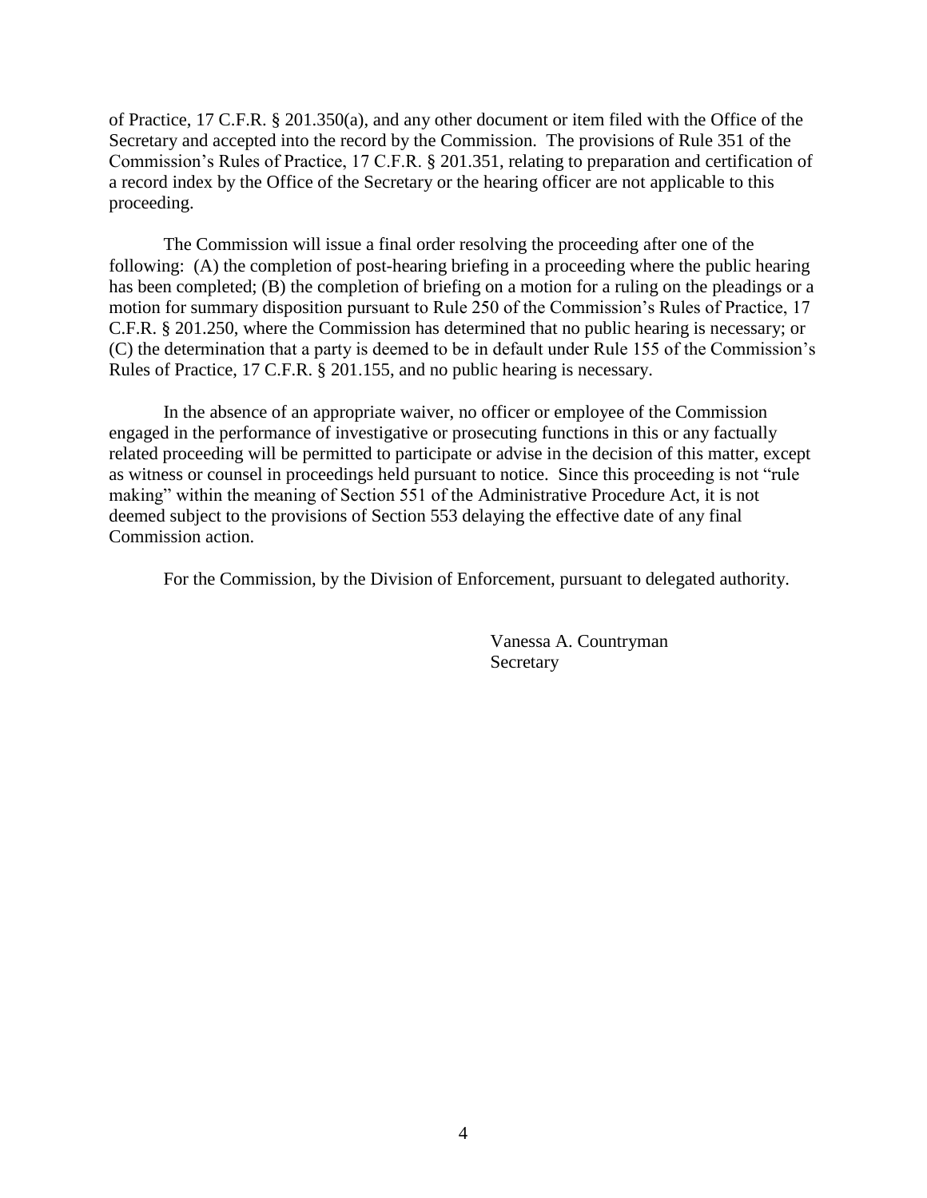of Practice, 17 C.F.R. § 201.350(a), and any other document or item filed with the Office of the Secretary and accepted into the record by the Commission. The provisions of Rule 351 of the Commission's Rules of Practice, 17 C.F.R. § 201.351, relating to preparation and certification of a record index by the Office of the Secretary or the hearing officer are not applicable to this proceeding.

The Commission will issue a final order resolving the proceeding after one of the following: (A) the completion of post-hearing briefing in a proceeding where the public hearing has been completed; (B) the completion of briefing on a motion for a ruling on the pleadings or a motion for summary disposition pursuant to Rule 250 of the Commission's Rules of Practice, 17 C.F.R. § 201.250, where the Commission has determined that no public hearing is necessary; or (C) the determination that a party is deemed to be in default under Rule 155 of the Commission's Rules of Practice, 17 C.F.R. § 201.155, and no public hearing is necessary.

In the absence of an appropriate waiver, no officer or employee of the Commission engaged in the performance of investigative or prosecuting functions in this or any factually related proceeding will be permitted to participate or advise in the decision of this matter, except as witness or counsel in proceedings held pursuant to notice. Since this proceeding is not "rule making" within the meaning of Section 551 of the Administrative Procedure Act, it is not deemed subject to the provisions of Section 553 delaying the effective date of any final Commission action.

For the Commission, by the Division of Enforcement, pursuant to delegated authority.

Vanessa A. Countryman
Secretary